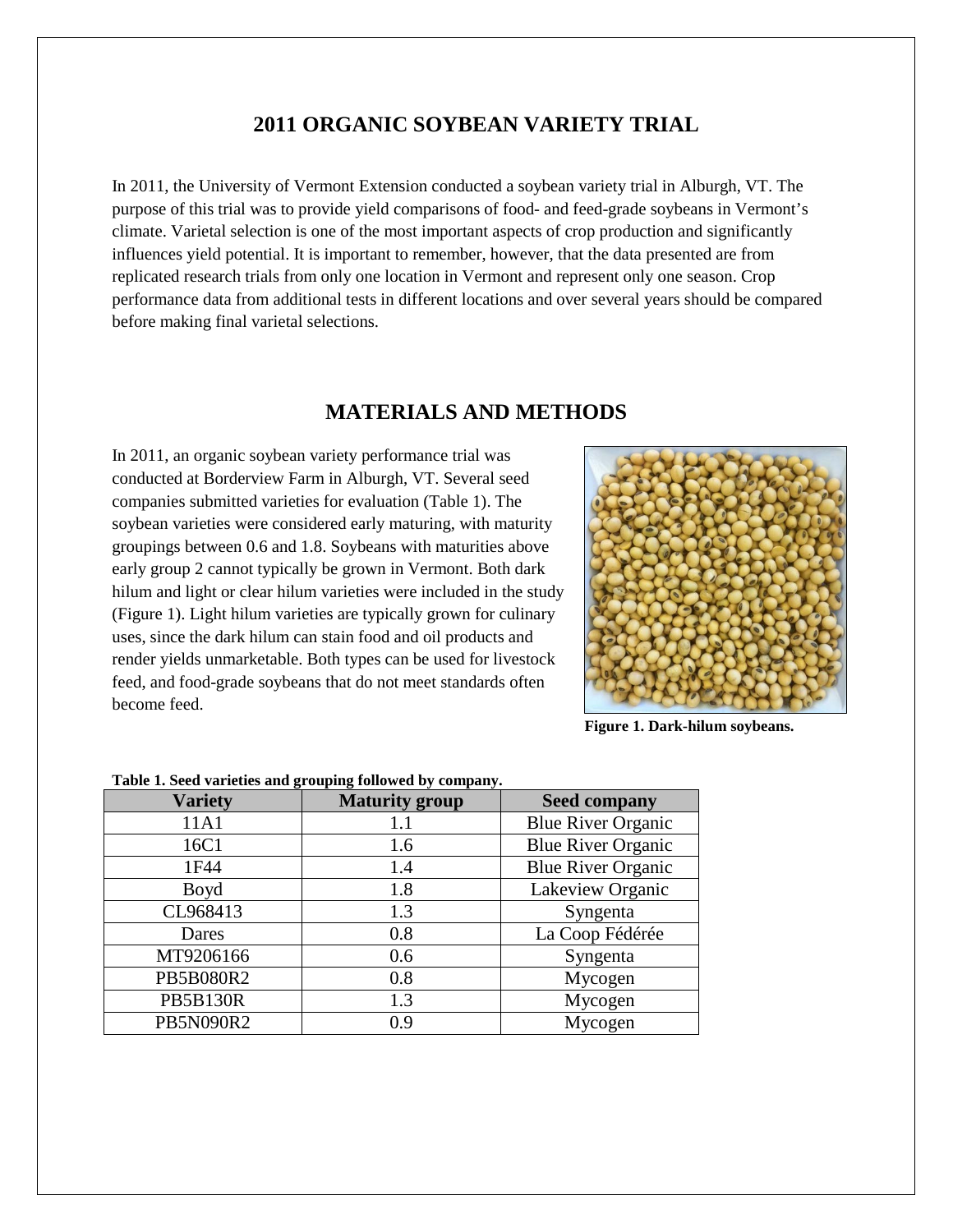# 2011 ORGANIC SOYBEAN VARIETY TRIAL

In 2011, the University of Vermont Extension conducted a soybean variety trial in Alburgh, VT. The purpose of this trial was to provide yield comparisons of food- and feed-grade soybeans in Vermont's climate. Varietal selection is one of the most important aspects of crop production and significantly influences yield potential. It is important to remember, however, that the data presented are from replicated research trials from only one location in Vermont and represent only one season. Crop performance data from additional tests in different locations and over several years should be compared before making final varietal selections.

## MATERIALS AND METHODS

In 2011, an organic soybean variety performance trial was conducted at Borderview Farm in Alburgh, VT. Several seed companies submitted varieties for evaluation (Table 1). The soybean varieties were considered early maturing, with maturity groupings between 0.6 and 1.8. Soybeans with maturities above early group 2 cannot typically be grown in Vermont. Both dark hilum and light or clear hilum varieties were included in the study (Figure 1). Light hilum varieties are typically grown for culinary uses, since the dark hilum can stain food and oil products and render yields unmarketable. Both types can be used for livestock feed, and food-grade soybeans that do not meet standards often become feed.

**Figure 1. Dark-hilum soybeans.**

**Table 1. Seed varieties and grouping followed by company.**

| Variety | Maturity group | Seed company |
|---|---|---|
| 11A1 | 1.1 | Blue River Organic |
| 16C1 | 1.6 | Blue River Organic |
| 1F44 | 1.4 | Blue River Organic |
| Boyd | 1.8 | Lakeview Organic |
| CL968413 | 1.3 | Syngenta |
| Dares | 0.8 | La Coop Fédérée |
| MT9206166 | 0.6 | Syngenta |
| PB5B080R2 | 0.8 | Mycogen |
| PB5B130R | 1.3 | Mycogen |
| PB5N090R2 | 0.9 | Mycogen |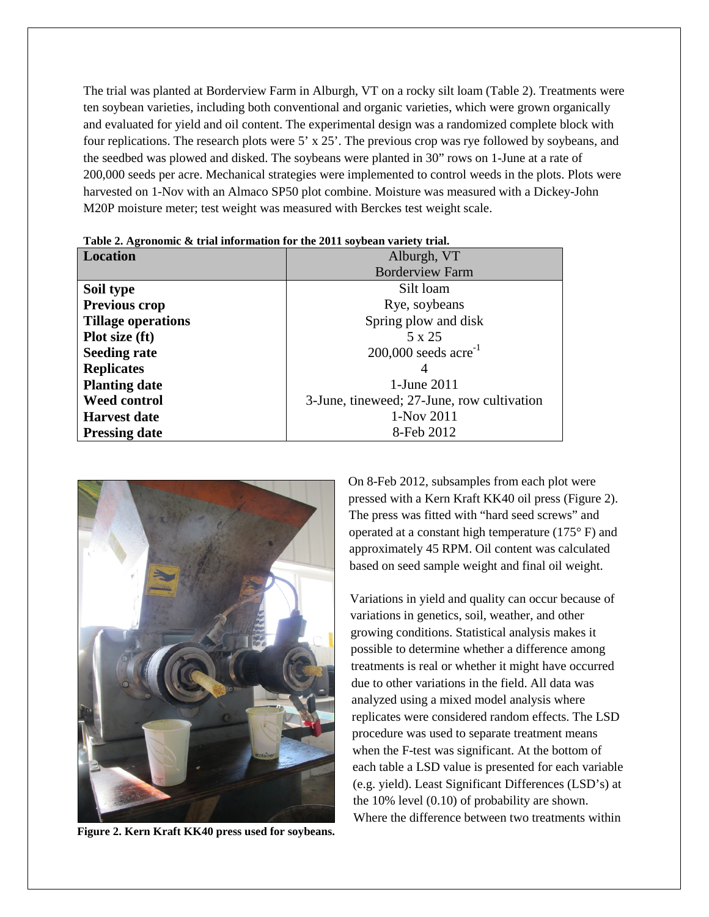The trial was planted at Borderview Farm in Alburgh, VT on a rocky silt loam (Table 2). Treatments were ten soybean varieties, including both conventional and organic varieties, which were grown organically and evaluated for yield and oil content. The experimental design was a randomized complete block with four replications. The research plots were 5' x 25'. The previous crop was rye followed by soybeans, and the seedbed was plowed and disked. The soybeans were planted in 30" rows on 1-June at a rate of 200,000 seeds per acre. Mechanical strategies were implemented to control weeds in the plots. Plots were harvested on 1-Nov with an Almaco SP50 plot combine. Moisture was measured with a Dickey-John M20P moisture meter; test weight was measured with Berckes test weight scale.

**Table 2. Agronomic & trial information for the 2011 soybean variety trial.**

| **Location** | Alburgh, VT Borderview Farm |
|---|---|
| **Soil type** | Silt loam |
| **Previous crop** | Rye, soybeans |
| **Tillage operations** | Spring plow and disk |
| **Plot size (ft)** | 5 x 25 |
| **Seeding rate** | 200,000 seeds acre$^{-1}$ |
| **Replicates** | 4 |
| **Planting date** | 1-June 2011 |
| **Weed control** | 3-June, tineweed; 27-June, row cultivation |
| **Harvest date** | 1-Nov 2011 |
| **Pressing date** | 8-Feb 2012 |

**Figure 2. Kern Kraft KK40 press used for soybeans.**

On 8-Feb 2012, subsamples from each plot were pressed with a Kern Kraft KK40 oil press (Figure 2). The press was fitted with "hard seed screws" and operated at a constant high temperature (175° F) and approximately 45 RPM. Oil content was calculated based on seed sample weight and final oil weight.

Variations in yield and quality can occur because of variations in genetics, soil, weather, and other growing conditions. Statistical analysis makes it possible to determine whether a difference among treatments is real or whether it might have occurred due to other variations in the field. All data was analyzed using a mixed model analysis where replicates were considered random effects. The LSD procedure was used to separate treatment means when the F-test was significant. At the bottom of each table a LSD value is presented for each variable (e.g. yield). Least Significant Differences (LSD's) at the 10% level (0.10) of probability are shown. Where the difference between two treatments within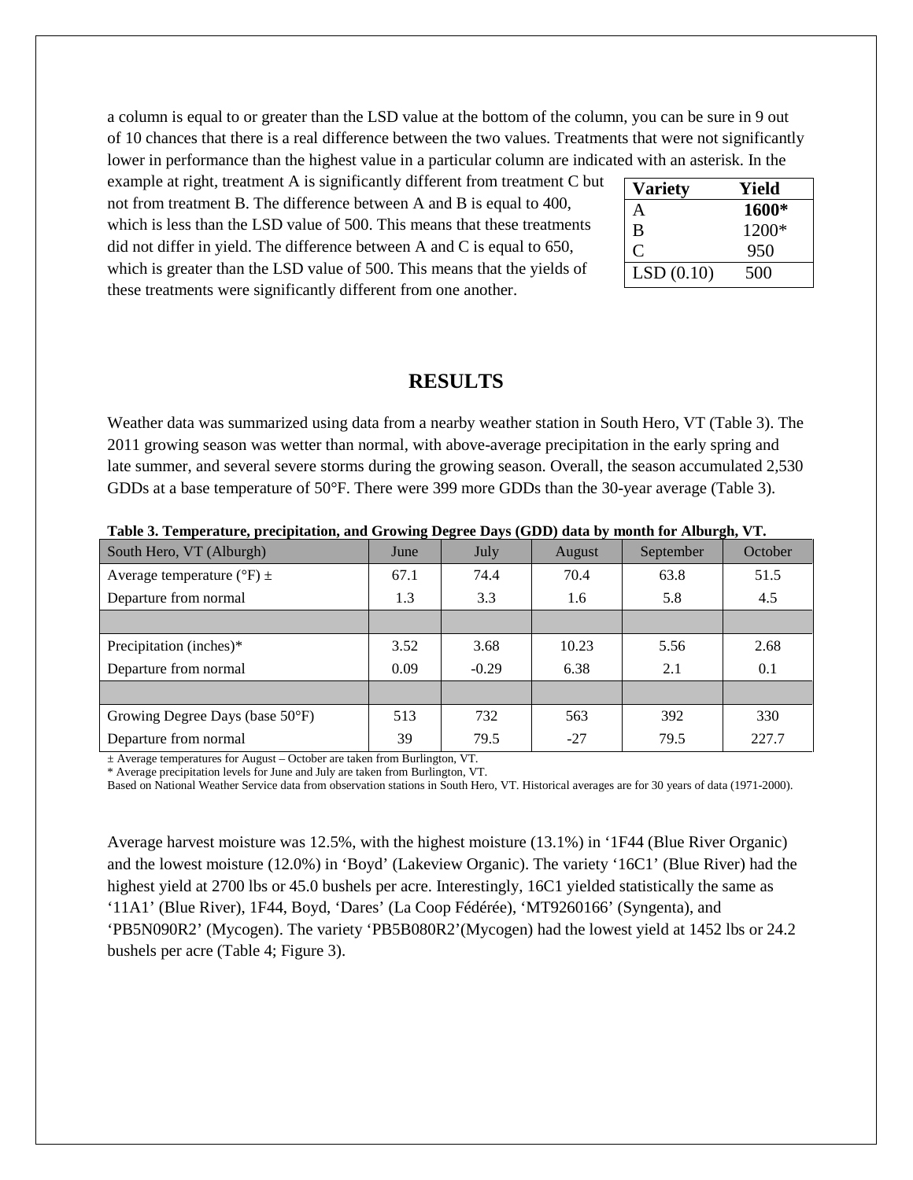a column is equal to or greater than the LSD value at the bottom of the column, you can be sure in 9 out of 10 chances that there is a real difference between the two values. Treatments that were not significantly lower in performance than the highest value in a particular column are indicated with an asterisk. In the example at right, treatment A is significantly different from treatment C but not from treatment B. The difference between A and B is equal to 400, which is less than the LSD value of 500. This means that these treatments did not differ in yield. The difference between A and C is equal to 650, which is greater than the LSD value of 500. This means that the yields of these treatments were significantly different from one another.

| Variety | Yield |
|---|---|
| A | **1600*** |
| B | 1200* |
| C | 950 |
| LSD (0.10) | 500 |

## RESULTS

Weather data was summarized using data from a nearby weather station in South Hero, VT (Table 3). The 2011 growing season was wetter than normal, with above-average precipitation in the early spring and late summer, and several severe storms during the growing season. Overall, the season accumulated 2,530 GDDs at a base temperature of 50°F. There were 399 more GDDs than the 30-year average (Table 3).

**Table 3. Temperature, precipitation, and Growing Degree Days (GDD) data by month for Alburgh, VT.**

| South Hero, VT (Alburgh) | June | July | August | September | October |
|---|---|---|---|---|---|
| Average temperature (°F) ± | 67.1 | 74.4 | 70.4 | 63.8 | 51.5 |
| Departure from normal | 1.3 | 3.3 | 1.6 | 5.8 | 4.5 |
| | | | | | |
| Precipitation (inches)* | 3.52 | 3.68 | 10.23 | 5.56 | 2.68 |
| Departure from normal | 0.09 | -0.29 | 6.38 | 2.1 | 0.1 |
| | | | | | |
| Growing Degree Days (base 50°F) | 513 | 732 | 563 | 392 | 330 |
| Departure from normal | 39 | 79.5 | -27 | 79.5 | 227.7 |

± Average temperatures for August – October are taken from Burlington, VT.
* Average precipitation levels for June and July are taken from Burlington, VT.
Based on National Weather Service data from observation stations in South Hero, VT. Historical averages are for 30 years of data (1971-2000).

Average harvest moisture was 12.5%, with the highest moisture (13.1%) in '1F44 (Blue River Organic) and the lowest moisture (12.0%) in 'Boyd' (Lakeview Organic). The variety '16C1' (Blue River) had the highest yield at 2700 lbs or 45.0 bushels per acre. Interestingly, 16C1 yielded statistically the same as '11A1' (Blue River), 1F44, Boyd, 'Dares' (La Coop Fédérée), 'MT9260166' (Syngenta), and 'PB5N090R2' (Mycogen). The variety 'PB5B080R2'(Mycogen) had the lowest yield at 1452 lbs or 24.2 bushels per acre (Table 4; Figure 3).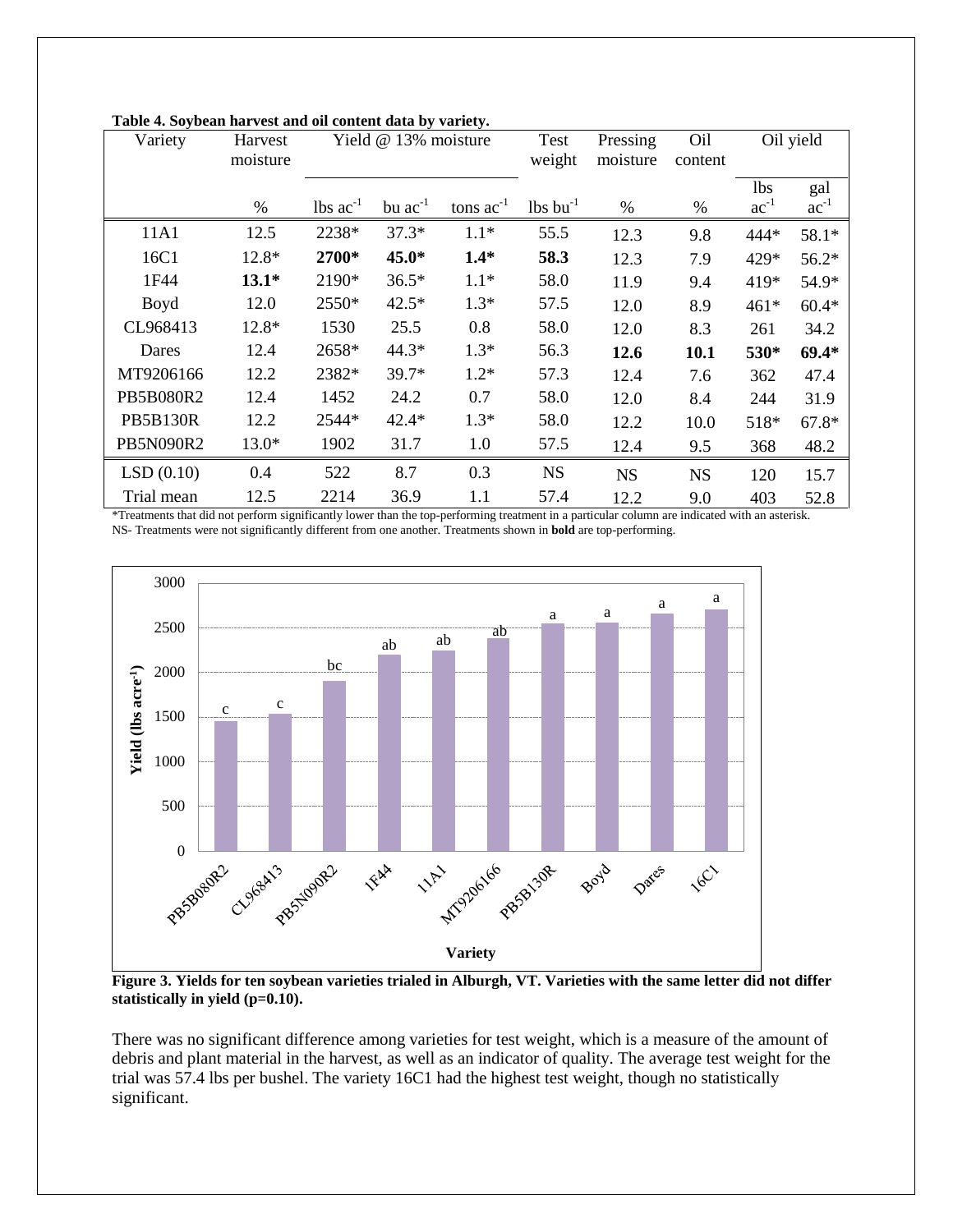**Table 4. Soybean harvest and oil content data by variety.**

| Variety | Harvest moisture | Yield @ 13% moisture | | | Test weight | Pressing moisture | Oil content | Oil yield | |
|---|---|---|---|---|---|---|---|---|---|
| | % | lbs $ac^{-1}$ | bu $ac^{-1}$ | tons $ac^{-1}$ | lbs $bu^{-1}$ | % | % | lbs $ac^{-1}$ | gal $ac^{-1}$ |
| 11A1 | 12.5 | 2238* | 37.3* | 1.1* | 55.5 | 12.3 | 9.8 | 444* | 58.1* |
| 16C1 | 12.8* | **2700*** | **45.0*** | **1.4*** | **58.3** | 12.3 | 7.9 | 429* | 56.2* |
| 1F44 | **13.1*** | 2190* | 36.5* | 1.1* | 58.0 | 11.9 | 9.4 | 419* | 54.9* |
| Boyd | 12.0 | 2550* | 42.5* | 1.3* | 57.5 | 12.0 | 8.9 | 461* | 60.4* |
| CL968413 | 12.8* | 1530 | 25.5 | 0.8 | 58.0 | 12.0 | 8.3 | 261 | 34.2 |
| Dares | 12.4 | 2658* | 44.3* | 1.3* | 56.3 | **12.6** | **10.1** | **530*** | **69.4*** |
| MT9206166 | 12.2 | 2382* | 39.7* | 1.2* | 57.3 | 12.4 | 7.6 | 362 | 47.4 |
| PB5B080R2 | 12.4 | 1452 | 24.2 | 0.7 | 58.0 | 12.0 | 8.4 | 244 | 31.9 |
| PB5B130R | 12.2 | 2544* | 42.4* | 1.3* | 58.0 | 12.2 | 10.0 | 518* | 67.8* |
| PB5N090R2 | 13.0* | 1902 | 31.7 | 1.0 | 57.5 | 12.4 | 9.5 | 368 | 48.2 |
| LSD (0.10) | 0.4 | 522 | 8.7 | 0.3 | NS | NS | NS | 120 | 15.7 |
| Trial mean | 12.5 | 2214 | 36.9 | 1.1 | 57.4 | 12.2 | 9.0 | 403 | 52.8 |

*Treatments that did not perform significantly lower than the top-performing treatment in a particular column are indicated with an asterisk.
NS- Treatments were not significantly different from one another. Treatments shown in **bold** are top-performing.

**Figure 3. Yields for ten soybean varieties trialed in Alburgh, VT. Varieties with the same letter did not differ statistically in yield (p=0.10).**

There was no significant difference among varieties for test weight, which is a measure of the amount of debris and plant material in the harvest, as well as an indicator of quality. The average test weight for the trial was 57.4 lbs per bushel. The variety 16C1 had the highest test weight, though no statistically significant.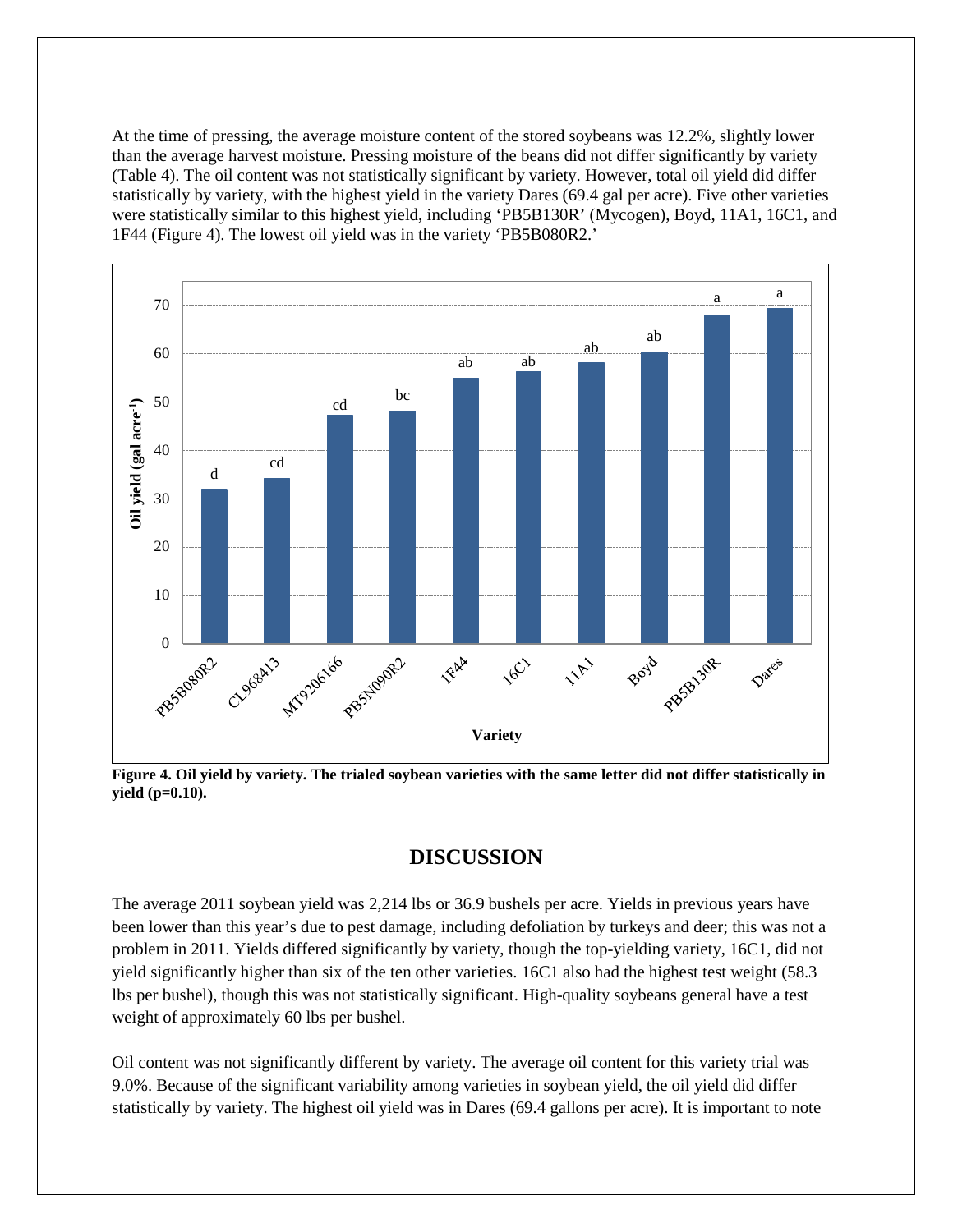At the time of pressing, the average moisture content of the stored soybeans was 12.2%, slightly lower than the average harvest moisture. Pressing moisture of the beans did not differ significantly by variety (Table 4). The oil content was not statistically significant by variety. However, total oil yield did differ statistically by variety, with the highest yield in the variety Dares (69.4 gal per acre). Five other varieties were statistically similar to this highest yield, including 'PB5B130R' (Mycogen), Boyd, 11A1, 16C1, and 1F44 (Figure 4). The lowest oil yield was in the variety 'PB5B080R2.'

**Figure 4. Oil yield by variety. The trialed soybean varieties with the same letter did not differ statistically in yield (p=0.10).**

## DISCUSSION

The average 2011 soybean yield was 2,214 lbs or 36.9 bushels per acre. Yields in previous years have been lower than this year's due to pest damage, including defoliation by turkeys and deer; this was not a problem in 2011. Yields differed significantly by variety, though the top-yielding variety, 16C1, did not yield significantly higher than six of the ten other varieties. 16C1 also had the highest test weight (58.3 lbs per bushel), though this was not statistically significant. High-quality soybeans general have a test weight of approximately 60 lbs per bushel.

Oil content was not significantly different by variety. The average oil content for this variety trial was 9.0%. Because of the significant variability among varieties in soybean yield, the oil yield did differ statistically by variety. The highest oil yield was in Dares (69.4 gallons per acre). It is important to note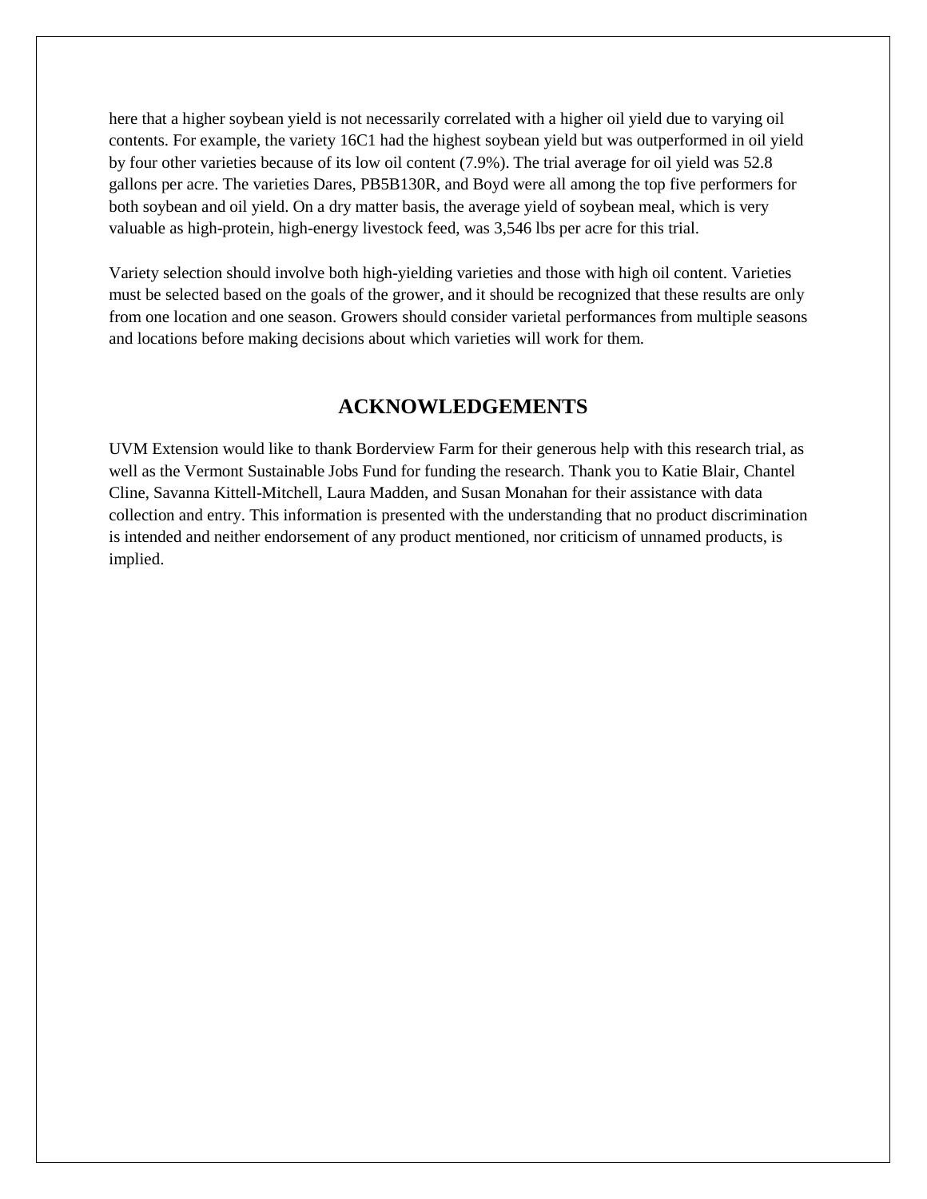here that a higher soybean yield is not necessarily correlated with a higher oil yield due to varying oil contents. For example, the variety 16C1 had the highest soybean yield but was outperformed in oil yield by four other varieties because of its low oil content (7.9%). The trial average for oil yield was 52.8 gallons per acre. The varieties Dares, PB5B130R, and Boyd were all among the top five performers for both soybean and oil yield. On a dry matter basis, the average yield of soybean meal, which is very valuable as high-protein, high-energy livestock feed, was 3,546 lbs per acre for this trial.

Variety selection should involve both high-yielding varieties and those with high oil content. Varieties must be selected based on the goals of the grower, and it should be recognized that these results are only from one location and one season. Growers should consider varietal performances from multiple seasons and locations before making decisions about which varieties will work for them.

## ACKNOWLEDGEMENTS

UVM Extension would like to thank Borderview Farm for their generous help with this research trial, as well as the Vermont Sustainable Jobs Fund for funding the research. Thank you to Katie Blair, Chantel Cline, Savanna Kittell-Mitchell, Laura Madden, and Susan Monahan for their assistance with data collection and entry. This information is presented with the understanding that no product discrimination is intended and neither endorsement of any product mentioned, nor criticism of unnamed products, is implied.